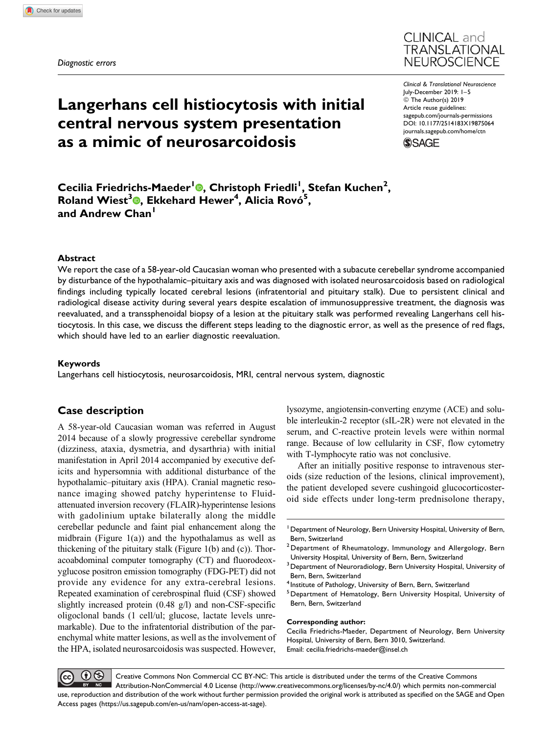*Diagnostic errors*

# Langerhans cell histiocytosis with initial central nervous system presentation as a mimic of neurosarcoidosis

Clinical & Translational Neuroscience
July-December 2019: 1–5
© The Author(s) 2019
Article reuse guidelines:
sagepub.com/journals-permissions
DOI: 10.1177/2514183X19875064
journals.sagepub.com/home/ctn

**Cecilia Friedrichs-Maeder[1], Christoph Friedli[1], Stefan Kuchen[2], Roland Wiest[3], Ekkehard Hewer[4], Alicia Rovó[5], and Andrew Chan[1]**

### Abstract

We report the case of a 58-year-old Caucasian woman who presented with a subacute cerebellar syndrome accompanied by disturbance of the hypothalamic–pituitary axis and was diagnosed with isolated neurosarcoidosis based on radiological findings including typically located cerebral lesions (infratentorial and pituitary stalk). Due to persistent clinical and radiological disease activity during several years despite escalation of immunosuppressive treatment, the diagnosis was reevaluated, and a transsphenoidal biopsy of a lesion at the pituitary stalk was performed revealing Langerhans cell histiocytosis. In this case, we discuss the different steps leading to the diagnostic error, as well as the presence of red flags, which should have led to an earlier diagnostic reevaluation.

### Keywords

Langerhans cell histiocytosis, neurosarcoidosis, MRI, central nervous system, diagnostic

## Case description

A 58-year-old Caucasian woman was referred in August 2014 because of a slowly progressive cerebellar syndrome (dizziness, ataxia, dysmetria, and dysarthria) with initial manifestation in April 2014 accompanied by executive deficits and hypersomnia with additional disturbance of the hypothalamic–pituitary axis (HPA). Cranial magnetic resonance imaging showed patchy hyperintense to Fluid-attenuated inversion recovery (FLAIR)-hyperintense lesions with gadolinium uptake bilaterally along the middle cerebellar peduncle and faint pial enhancement along the midbrain (Figure 1(a)) and the hypothalamus as well as thickening of the pituitary stalk (Figure 1(b) and (c)). Thoracoabdominal computer tomography (CT) and fluorodeoxyglucose positron emission tomography (FDG-PET) did not provide any evidence for any extra-cerebral lesions. Repeated examination of cerebrospinal fluid (CSF) showed slightly increased protein (0.48 g/l) and non-CSF-specific oligoclonal bands (1 cell/ul; glucose, lactate levels unremarkable). Due to the infratentorial distribution of the parenchymal white matter lesions, as well as the involvement of the HPA, isolated neurosarcoidosis was suspected. However, lysozyme, angiotensin-converting enzyme (ACE) and soluble interleukin-2 receptor (sIL-2R) were not elevated in the serum, and C-reactive protein levels were within normal range. Because of low cellularity in CSF, flow cytometry with T-lymphocyte ratio was not conclusive.

After an initially positive response to intravenous steroids (size reduction of the lesions, clinical improvement), the patient developed severe cushingoid glucocorticosteroid side effects under long-term prednisolone therapy,

---

[1] Department of Neurology, Bern University Hospital, University of Bern, Bern, Switzerland
[2] Department of Rheumatology, Immunology and Allergology, Bern University Hospital, University of Bern, Bern, Switzerland
[3] Department of Neuroradiology, Bern University Hospital, University of Bern, Bern, Switzerland
[4] Institute of Pathology, University of Bern, Bern, Switzerland
[5] Department of Hematology, Bern University Hospital, University of Bern, Bern, Switzerland

**Corresponding author:**
Cecilia Friedrichs-Maeder, Department of Neurology, Bern University Hospital, University of Bern, Bern 3010, Switzerland.
Email: cecilia.friedrichs-maeder@insel.ch

Creative Commons Non Commercial CC BY-NC: This article is distributed under the terms of the Creative Commons Attribution-NonCommercial 4.0 License (http://www.creativecommons.org/licenses/by-nc/4.0/) which permits non-commercial use, reproduction and distribution of the work without further permission provided the original work is attributed as specified on the SAGE and Open Access pages (https://us.sagepub.com/en-us/nam/open-access-at-sage).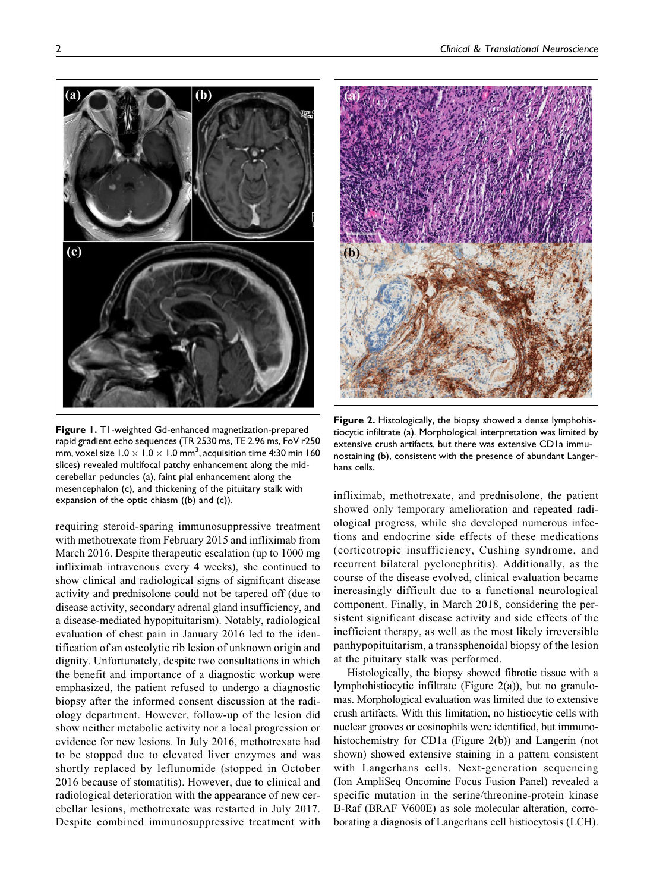Figure 1. T1-weighted Gd-enhanced magnetization-prepared rapid gradient echo sequences (TR 2530 ms, TE 2.96 ms, FoV r250 mm, voxel size $1.0 \times 1.0 \times 1.0$ mm$^3$, acquisition time 4:30 min 160 slices) revealed multifocal patchy enhancement along the mid-cerebellar peduncles (a), faint pial enhancement along the mesencephalon (c), and thickening of the pituitary stalk with expansion of the optic chiasm ((b) and (c)).

Figure 2. Histologically, the biopsy showed a dense lymphohistiocytic infiltrate (a). Morphological interpretation was limited by extensive crush artifacts, but there was extensive CD1a immunostaining (b), consistent with the presence of abundant Langerhans cells.

requiring steroid-sparing immunosuppressive treatment with methotrexate from February 2015 and infliximab from March 2016. Despite therapeutic escalation (up to 1000 mg infliximab intravenous every 4 weeks), she continued to show clinical and radiological signs of significant disease activity and prednisolone could not be tapered off (due to disease activity, secondary adrenal gland insufficiency, and a disease-mediated hypopituitarism). Notably, radiological evaluation of chest pain in January 2016 led to the identification of an osteolytic rib lesion of unknown origin and dignity. Unfortunately, despite two consultations in which the benefit and importance of a diagnostic workup were emphasized, the patient refused to undergo a diagnostic biopsy after the informed consent discussion at the radiology department. However, follow-up of the lesion did show neither metabolic activity nor a local progression or evidence for new lesions. In July 2016, methotrexate had to be stopped due to elevated liver enzymes and was shortly replaced by leflunomide (stopped in October 2016 because of stomatitis). However, due to clinical and radiological deterioration with the appearance of new cerebellar lesions, methotrexate was restarted in July 2017. Despite combined immunosuppressive treatment with infliximab, methotrexate, and prednisolone, the patient showed only temporary amelioration and repeated radiological progress, while she developed numerous infections and endocrine side effects of these medications (corticotropic insufficiency, Cushing syndrome, and recurrent bilateral pyelonephritis). Additionally, as the course of the disease evolved, clinical evaluation became increasingly difficult due to a functional neurological component. Finally, in March 2018, considering the persistent significant disease activity and side effects of the inefficient therapy, as well as the most likely irreversible panhypopituitarism, a transsphenoidal biopsy of the lesion at the pituitary stalk was performed.

Histologically, the biopsy showed fibrotic tissue with a lymphohistiocytic infiltrate (Figure 2(a)), but no granulomas. Morphological evaluation was limited due to extensive crush artifacts. With this limitation, no histiocytic cells with nuclear grooves or eosinophils were identified, but immunohistochemistry for CD1a (Figure 2(b)) and Langerin (not shown) showed extensive staining in a pattern consistent with Langerhans cells. Next-generation sequencing (Ion AmpliSeq Oncomine Focus Fusion Panel) revealed a specific mutation in the serine/threonine-protein kinase B-Raf (BRAF V600E) as sole molecular alteration, corroborating a diagnosis of Langerhans cell histiocytosis (LCH).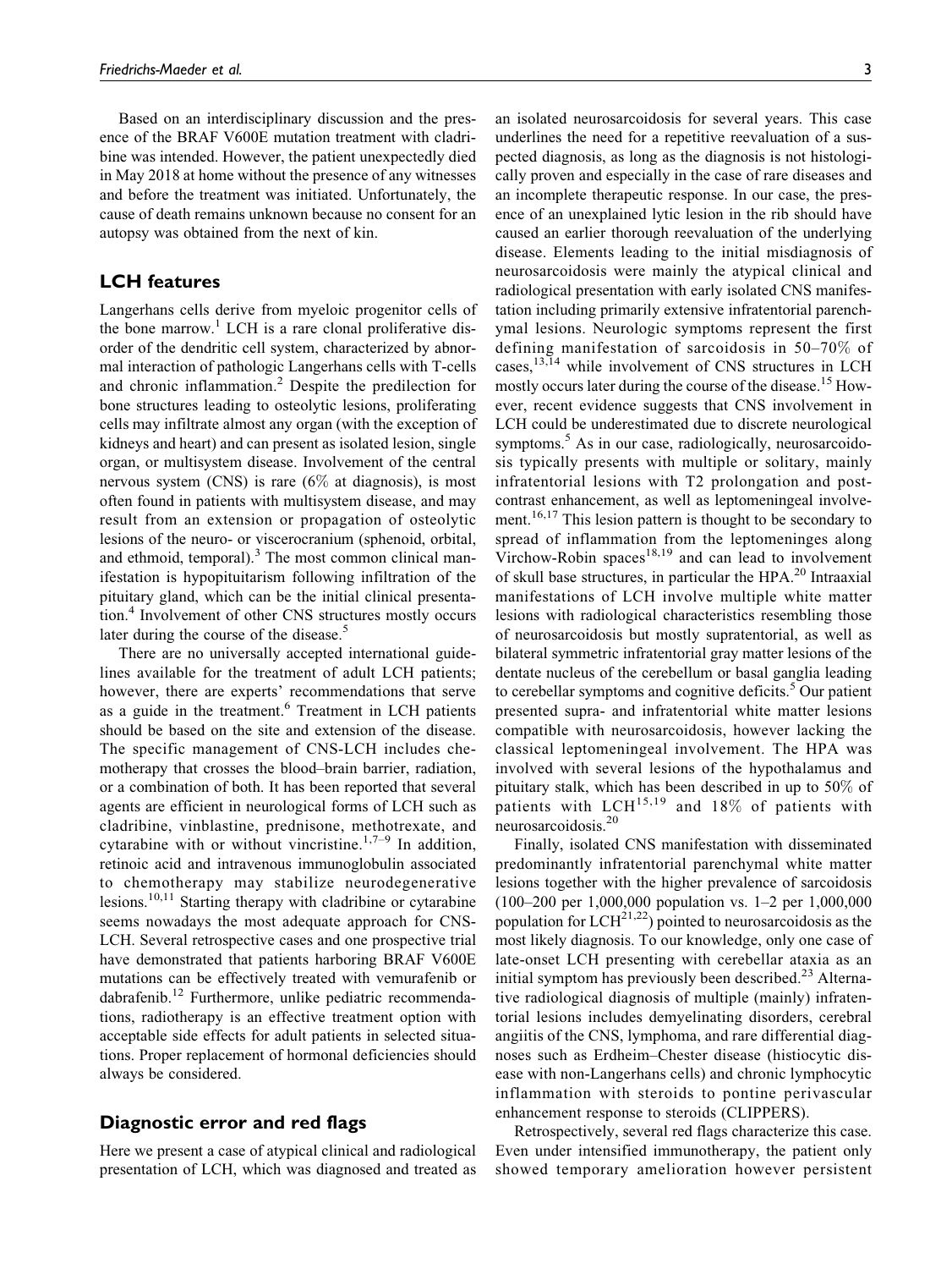Based on an interdisciplinary discussion and the presence of the BRAF V600E mutation treatment with cladribine was intended. However, the patient unexpectedly died in May 2018 at home without the presence of any witnesses and before the treatment was initiated. Unfortunately, the cause of death remains unknown because no consent for an autopsy was obtained from the next of kin.

## LCH features

Langerhans cells derive from myeloic progenitor cells of the bone marrow.[1] LCH is a rare clonal proliferative disorder of the dendritic cell system, characterized by abnormal interaction of pathologic Langerhans cells with T-cells and chronic inflammation.[2] Despite the predilection for bone structures leading to osteolytic lesions, proliferating cells may infiltrate almost any organ (with the exception of kidneys and heart) and can present as isolated lesion, single organ, or multisystem disease. Involvement of the central nervous system (CNS) is rare (6% at diagnosis), is most often found in patients with multisystem disease, and may result from an extension or propagation of osteolytic lesions of the neuro- or viscerocranium (sphenoid, orbital, and ethmoid, temporal).[3] The most common clinical manifestation is hypopituitarism following infiltration of the pituitary gland, which can be the initial clinical presentation.[4] Involvement of other CNS structures mostly occurs later during the course of the disease.[5]

There are no universally accepted international guidelines available for the treatment of adult LCH patients; however, there are experts' recommendations that serve as a guide in the treatment.[6] Treatment in LCH patients should be based on the site and extension of the disease. The specific management of CNS-LCH includes chemotherapy that crosses the blood–brain barrier, radiation, or a combination of both. It has been reported that several agents are efficient in neurological forms of LCH such as cladribine, vinblastine, prednisone, methotrexate, and cytarabine with or without vincristine.[1,7–9] In addition, retinoic acid and intravenous immunoglobulin associated to chemotherapy may stabilize neurodegenerative lesions.[10,11] Starting therapy with cladribine or cytarabine seems nowadays the most adequate approach for CNS-LCH. Several retrospective cases and one prospective trial have demonstrated that patients harboring BRAF V600E mutations can be effectively treated with vemurafenib or dabrafenib.[12] Furthermore, unlike pediatric recommendations, radiotherapy is an effective treatment option with acceptable side effects for adult patients in selected situations. Proper replacement of hormonal deficiencies should always be considered.

## Diagnostic error and red flags

Here we present a case of atypical clinical and radiological presentation of LCH, which was diagnosed and treated as an isolated neurosarcoidosis for several years. This case underlines the need for a repetitive reevaluation of a suspected diagnosis, as long as the diagnosis is not histologically proven and especially in the case of rare diseases and an incomplete therapeutic response. In our case, the presence of an unexplained lytic lesion in the rib should have caused an earlier thorough reevaluation of the underlying disease. Elements leading to the initial misdiagnosis of neurosarcoidosis were mainly the atypical clinical and radiological presentation with early isolated CNS manifestation including primarily extensive infratentorial parenchymal lesions. Neurologic symptoms represent the first defining manifestation of sarcoidosis in 50–70% of cases,[13,14] while involvement of CNS structures in LCH mostly occurs later during the course of the disease.[15] However, recent evidence suggests that CNS involvement in LCH could be underestimated due to discrete neurological symptoms.[5] As in our case, radiologically, neurosarcoidosis typically presents with multiple or solitary, mainly infratentorial lesions with T2 prolongation and post-contrast enhancement, as well as leptomeningeal involvement.[16,17] This lesion pattern is thought to be secondary to spread of inflammation from the leptomeninges along Virchow-Robin spaces[18,19] and can lead to involvement of skull base structures, in particular the HPA.[20] Intraaxial manifestations of LCH involve multiple white matter lesions with radiological characteristics resembling those of neurosarcoidosis but mostly supratentorial, as well as bilateral symmetric infratentorial gray matter lesions of the dentate nucleus of the cerebellum or basal ganglia leading to cerebellar symptoms and cognitive deficits.[5] Our patient presented supra- and infratentorial white matter lesions compatible with neurosarcoidosis, however lacking the classical leptomeningeal involvement. The HPA was involved with several lesions of the hypothalamus and pituitary stalk, which has been described in up to 50% of patients with LCH[15,19] and 18% of patients with neurosarcoidosis.[20]

Finally, isolated CNS manifestation with disseminated predominantly infratentorial parenchymal white matter lesions together with the higher prevalence of sarcoidosis (100–200 per 1,000,000 population vs. 1–2 per 1,000,000 population for LCH[21,22]) pointed to neurosarcoidosis as the most likely diagnosis. To our knowledge, only one case of late-onset LCH presenting with cerebellar ataxia as an initial symptom has previously been described.[23] Alternative radiological diagnosis of multiple (mainly) infratentorial lesions includes demyelinating disorders, cerebral angiitis of the CNS, lymphoma, and rare differential diagnoses such as Erdheim–Chester disease (histiocytic disease with non-Langerhans cells) and chronic lymphocytic inflammation with steroids to pontine perivascular enhancement response to steroids (CLIPPERS).

Retrospectively, several red flags characterize this case. Even under intensified immunotherapy, the patient only showed temporary amelioration however persistent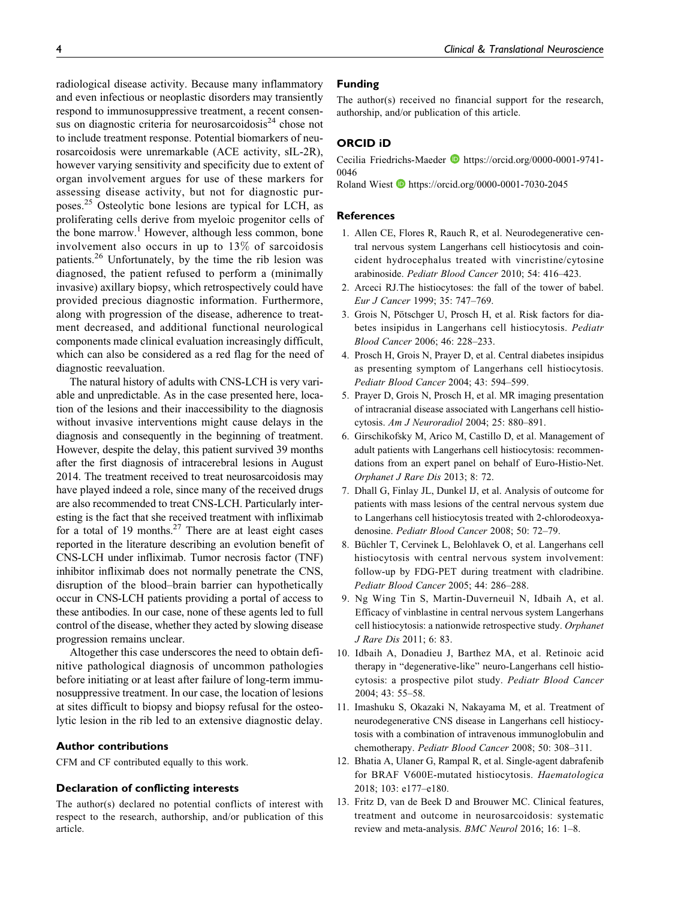radiological disease activity. Because many inflammatory and even infectious or neoplastic disorders may transiently respond to immunosuppressive treatment, a recent consensus on diagnostic criteria for neurosarcoidosis[24] chose not to include treatment response. Potential biomarkers of neurosarcoidosis were unremarkable (ACE activity, sIL-2R), however varying sensitivity and specificity due to extent of organ involvement argues for use of these markers for assessing disease activity, but not for diagnostic purposes.[25] Osteolytic bone lesions are typical for LCH, as proliferating cells derive from myeloic progenitor cells of the bone marrow.[1] However, although less common, bone involvement also occurs in up to 13% of sarcoidosis patients.[26] Unfortunately, by the time the rib lesion was diagnosed, the patient refused to perform a (minimally invasive) axillary biopsy, which retrospectively could have provided precious diagnostic information. Furthermore, along with progression of the disease, adherence to treatment decreased, and additional functional neurological components made clinical evaluation increasingly difficult, which can also be considered as a red flag for the need of diagnostic reevaluation.

The natural history of adults with CNS-LCH is very variable and unpredictable. As in the case presented here, location of the lesions and their inaccessibility to the diagnosis without invasive interventions might cause delays in the diagnosis and consequently in the beginning of treatment. However, despite the delay, this patient survived 39 months after the first diagnosis of intracerebral lesions in August 2014. The treatment received to treat neurosarcoidosis may have played indeed a role, since many of the received drugs are also recommended to treat CNS-LCH. Particularly interesting is the fact that she received treatment with infliximab for a total of 19 months.[27] There are at least eight cases reported in the literature describing an evolution benefit of CNS-LCH under infliximab. Tumor necrosis factor (TNF) inhibitor infliximab does not normally penetrate the CNS, disruption of the blood–brain barrier can hypothetically occur in CNS-LCH patients providing a portal of access to these antibodies. In our case, none of these agents led to full control of the disease, whether they acted by slowing disease progression remains unclear.

Altogether this case underscores the need to obtain definitive pathological diagnosis of uncommon pathologies before initiating or at least after failure of long-term immunosuppressive treatment. In our case, the location of lesions at sites difficult to biopsy and biopsy refusal for the osteolytic lesion in the rib led to an extensive diagnostic delay.

### Author contributions

CFM and CF contributed equally to this work.

### Declaration of conflicting interests

The author(s) declared no potential conflicts of interest with respect to the research, authorship, and/or publication of this article.

### Funding

The author(s) received no financial support for the research, authorship, and/or publication of this article.

### ORCID iD

Cecilia Friedrichs-Maeder https://orcid.org/0000-0001-9741-0046

Roland Wiest https://orcid.org/0000-0001-7030-2045

### References

1. Allen CE, Flores R, Rauch R, et al. Neurodegenerative central nervous system Langerhans cell histiocytosis and coincident hydrocephalus treated with vincristine/cytosine arabinoside. *Pediatr Blood Cancer* 2010; 54: 416–423.
2. Arceci RJ.The histiocytoses: the fall of the tower of babel. *Eur J Cancer* 1999; 35: 747–769.
3. Grois N, Pötschger U, Prosch H, et al. Risk factors for diabetes insipidus in Langerhans cell histiocytosis. *Pediatr Blood Cancer* 2006; 46: 228–233.
4. Prosch H, Grois N, Prayer D, et al. Central diabetes insipidus as presenting symptom of Langerhans cell histiocytosis. *Pediatr Blood Cancer* 2004; 43: 594–599.
5. Prayer D, Grois N, Prosch H, et al. MR imaging presentation of intracranial disease associated with Langerhans cell histiocytosis. *Am J Neuroradiol* 2004; 25: 880–891.
6. Girschikofsky M, Arico M, Castillo D, et al. Management of adult patients with Langerhans cell histiocytosis: recommendations from an expert panel on behalf of Euro-Histio-Net. *Orphanet J Rare Dis* 2013; 8: 72.
7. Dhall G, Finlay JL, Dunkel IJ, et al. Analysis of outcome for patients with mass lesions of the central nervous system due to Langerhans cell histiocytosis treated with 2-chlorodeoxyadenosine. *Pediatr Blood Cancer* 2008; 50: 72–79.
8. Büchler T, Cervinek L, Belohlavek O, et al. Langerhans cell histiocytosis with central nervous system involvement: follow-up by FDG-PET during treatment with cladribine. *Pediatr Blood Cancer* 2005; 44: 286–288.
9. Ng Wing Tin S, Martin-Duverneuil N, Idbaih A, et al. Efficacy of vinblastine in central nervous system Langerhans cell histiocytosis: a nationwide retrospective study. *Orphanet J Rare Dis* 2011; 6: 83.
10. Idbaih A, Donadieu J, Barthez MA, et al. Retinoic acid therapy in "degenerative-like" neuro-Langerhans cell histiocytosis: a prospective pilot study. *Pediatr Blood Cancer* 2004; 43: 55–58.
11. Imashuku S, Okazaki N, Nakayama M, et al. Treatment of neurodegenerative CNS disease in Langerhans cell histiocytosis with a combination of intravenous immunoglobulin and chemotherapy. *Pediatr Blood Cancer* 2008; 50: 308–311.
12. Bhatia A, Ulaner G, Rampal R, et al. Single-agent dabrafenib for BRAF V600E-mutated histiocytosis. *Haematologica* 2018; 103: e177–e180.
13. Fritz D, van de Beek D and Brouwer MC. Clinical features, treatment and outcome in neurosarcoidosis: systematic review and meta-analysis. *BMC Neurol* 2016; 16: 1–8.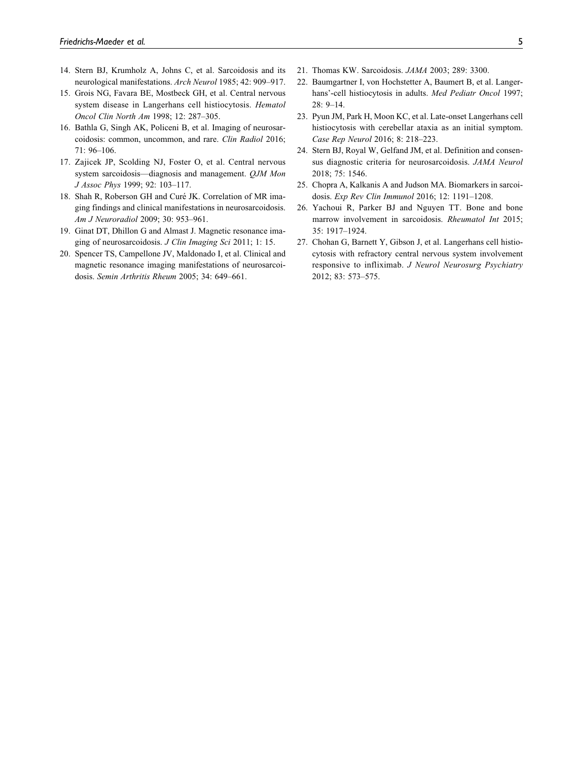14. Stern BJ, Krumholz A, Johns C, et al. Sarcoidosis and its neurological manifestations. *Arch Neurol* 1985; 42: 909–917.
15. Grois NG, Favara BE, Mostbeck GH, et al. Central nervous system disease in Langerhans cell histiocytosis. *Hematol Oncol Clin North Am* 1998; 12: 287–305.
16. Bathla G, Singh AK, Policeni B, et al. Imaging of neurosarcoidosis: common, uncommon, and rare. *Clin Radiol* 2016; 71: 96–106.
17. Zajicek JP, Scolding NJ, Foster O, et al. Central nervous system sarcoidosis—diagnosis and management. *QJM Mon J Assoc Phys* 1999; 92: 103–117.
18. Shah R, Roberson GH and Curé JK. Correlation of MR imaging findings and clinical manifestations in neurosarcoidosis. *Am J Neuroradiol* 2009; 30: 953–961.
19. Ginat DT, Dhillon G and Almast J. Magnetic resonance imaging of neurosarcoidosis. *J Clin Imaging Sci* 2011; 1: 15.
20. Spencer TS, Campellone JV, Maldonado I, et al. Clinical and magnetic resonance imaging manifestations of neurosarcoidosis. *Semin Arthritis Rheum* 2005; 34: 649–661.
21. Thomas KW. Sarcoidosis. *JAMA* 2003; 289: 3300.
22. Baumgartner I, von Hochstetter A, Baumert B, et al. Langerhans'-cell histiocytosis in adults. *Med Pediatr Oncol* 1997; 28: 9–14.
23. Pyun JM, Park H, Moon KC, et al. Late-onset Langerhans cell histiocytosis with cerebellar ataxia as an initial symptom. *Case Rep Neurol* 2016; 8: 218–223.
24. Stern BJ, Royal W, Gelfand JM, et al. Definition and consensus diagnostic criteria for neurosarcoidosis. *JAMA Neurol* 2018; 75: 1546.
25. Chopra A, Kalkanis A and Judson MA. Biomarkers in sarcoidosis. *Exp Rev Clin Immunol* 2016; 12: 1191–1208.
26. Yachoui R, Parker BJ and Nguyen TT. Bone and bone marrow involvement in sarcoidosis. *Rheumatol Int* 2015; 35: 1917–1924.
27. Chohan G, Barnett Y, Gibson J, et al. Langerhans cell histiocytosis with refractory central nervous system involvement responsive to infliximab. *J Neurol Neurosurg Psychiatry* 2012; 83: 573–575.